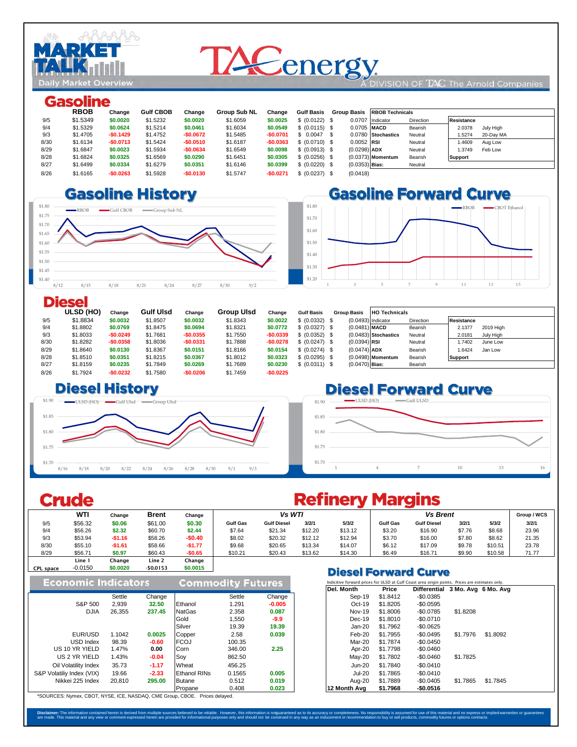# MARKET TALK

Daily Market Overview

TACenergy — A DIVISION OF TAC The Arnold Companies

## Gasoline

| | RBOB | Change | Gulf CBOB | Change | Group Sub NL | Change | Gulf Basis | Group Basis |
|---|---|---|---|---|---|---|---|---|
| 9/5 | $1.5349 | $0.0020 | $1.5232 | $0.0020 | $1.6059 | $0.0025 | $ (0.0122) | $ 0.0707 |
| 9/4 | $1.5329 | $0.0624 | $1.5214 | $0.0461 | $1.6034 | $0.0549 | $ (0.0115) | $ 0.0705 |
| 9/3 | $1.4705 | -$0.1429 | $1.4752 | -$0.0672 | $1.5485 | -$0.0701 | $ 0.0047 | $ 0.0780 |
| 8/30 | $1.6134 | -$0.0713 | $1.5424 | -$0.0510 | $1.6187 | -$0.0363 | $ (0.0710) | $ 0.0052 |
| 8/29 | $1.6847 | $0.0023 | $1.5934 | -$0.0634 | $1.6549 | $0.0098 | $ (0.0913) | $ (0.0298) |
| 8/28 | $1.6824 | $0.0325 | $1.6569 | $0.0290 | $1.6451 | $0.0305 | $ (0.0256) | $ (0.0373) |
| 8/27 | $1.6499 | $0.0334 | $1.6279 | $0.0351 | $1.6146 | $0.0399 | $ (0.0220) | $ (0.0353) |
| 8/26 | $1.6165 | -$0.0263 | $1.5928 | -$0.0130 | $1.5747 | -$0.0271 | $ (0.0237) | $ (0.0418) |

| RBOB Technicals | | | |
|---|---|---|---|
| Indicator | Direction | Resistance | |
| MACD | Bearish | 2.0378 | July High |
| Stochastics | Neutral | 1.5274 | 20-Day MA |
| RSI | Neutral | 1.4609 | Aug Low |
| ADX | Neutral | 1.3749 | Feb Low |
| Momentum | Bearish | Support | |
| Bias: | Neutral | | |

### Gasoline History

### Gasoline Forward Curve

## Diesel

| | ULSD (HO) | Change | Gulf Ulsd | Change | Group Ulsd | Change | Gulf Basis | Group Basis |
|---|---|---|---|---|---|---|---|---|
| 9/5 | $1.8834 | $0.0032 | $1.8507 | $0.0032 | $1.8343 | $0.0022 | $ (0.0332) | $ (0.0493) |
| 9/4 | $1.8802 | $0.0769 | $1.8475 | $0.0694 | $1.8321 | $0.0772 | $ (0.0327) | $ (0.0481) |
| 9/3 | $1.8033 | -$0.0249 | $1.7681 | -$0.0355 | $1.7550 | -$0.0339 | $ (0.0352) | $ (0.0483) |
| 8/30 | $1.8282 | -$0.0358 | $1.8036 | -$0.0331 | $1.7888 | -$0.0278 | $ (0.0247) | $ (0.0394) |
| 8/29 | $1.8640 | $0.0130 | $1.8367 | $0.0151 | $1.8166 | $0.0154 | $ (0.0274) | $ (0.0474) |
| 8/28 | $1.8510 | $0.0351 | $1.8215 | $0.0367 | $1.8012 | $0.0323 | $ (0.0295) | $ (0.0498) |
| 8/27 | $1.8159 | $0.0235 | $1.7849 | $0.0269 | $1.7689 | $0.0230 | $ (0.0311) | $ (0.0470) |
| 8/26 | $1.7924 | -$0.0232 | $1.7580 | -$0.0206 | $1.7459 | -$0.0225 | | |

| HO Technicals | | | |
|---|---|---|---|
| Indicator | Direction | Resistance | |
| MACD | Bearish | 2.1377 | 2019 High |
| Stochastics | Bearish | 2.0181 | July High |
| RSI | Neutral | 1.7402 | June Low |
| ADX | Bearish | 1.6424 | Jan Low |
| Momentum | Bearish | Support | |
| Bias: | Bearish | | |

### Diesel History

### Diesel Forward Curve

## Crude

| | WTI | Change | Brent | Change |
|---|---|---|---|---|
| 9/5 | $56.32 | $0.06 | $61.00 | $0.30 |
| 9/4 | $56.26 | $2.32 | $60.70 | $2.44 |
| 9/3 | $53.94 | -$1.16 | $58.26 | -$0.40 |
| 8/30 | $55.10 | -$1.61 | $58.66 | -$1.77 |
| 8/29 | $56.71 | $0.97 | $60.43 | -$0.65 |

| | Line 1 | Change | Line 2 | Change |
|---|---|---|---|---|
| CPL space | -0.0150 | $0.0020 | -$0.0153 | $0.0015 |

## Refinery Margins

| | Vs WTI | | | | Vs Brent | | | | Group / WCS |
|---|---|---|---|---|---|---|---|---|---|
| | Gulf Gas | Gulf Diesel | 3/2/1 | 5/3/2 | Gulf Gas | Gulf Diesel | 3/2/1 | 5/3/2 | 3/2/1 |
| 9/5 | $7.64 | $21.34 | $12.20 | $13.12 | $3.20 | $16.90 | $7.76 | $8.68 | 23.96 |
| 9/4 | $8.02 | $20.32 | $12.12 | $12.94 | $3.70 | $16.00 | $7.80 | $8.62 | 21.35 |
| 9/3 | $9.68 | $20.65 | $13.34 | $14.07 | $6.12 | $17.09 | $9.78 | $10.51 | 23.78 |
| 8/30 | $10.21 | $20.43 | $13.62 | $14.30 | $6.49 | $16.71 | $9.90 | $10.58 | 71.77 |

## Economic Indicators

| | Settle | Change |
|---|---|---|
| S&P 500 | 2,939 | 32.50 |
| DJIA | 26,355 | 237.45 |
| EUR/USD | 1.1042 | 0.0025 |
| USD Index | 98.39 | -0.60 |
| US 10 YR YIELD | 1.47% | 0.00 |
| US 2 YR YIELD | 1.43% | -0.04 |
| Oil Volatility Index | 35.73 | -1.17 |
| S&P Volatiliy Index (VIX) | 19.66 | -2.33 |
| Nikkei 225 Index | 20,810 | 295.00 |

## Commodity Futures

| | Settle | Change |
|---|---|---|
| Ethanol | 1.291 | -0.005 |
| NatGas | 2.358 | 0.087 |
| Gold | 1,550 | -9.9 |
| Silver | 19.39 | 19.39 |
| Copper | 2.58 | 0.039 |
| FCOJ | 100.35 | |
| Corn | 346.00 | 2.25 |
| Soy | 862.50 | |
| Wheat | 456.25 | |
| Ethanol RINs | 0.1565 | 0.005 |
| Butane | 0.512 | 0.019 |
| Propane | 0.408 | 0.023 |

*SOURCES: Nymex, CBOT, NYSE, ICE, NASDAQ, CME Group, CBOE. Prices delayed.

## Diesel Forward Curve

Indicitive forward prices for ULSD at Gulf Coast area origin points. Prices are estimates only.

| Del. Month | Price | Differential | 3 Mo. Avg | 6 Mo. Avg |
|---|---|---|---|---|
| Sep-19 | $1.8412 | -$0.0385 | | |
| Oct-19 | $1.8205 | -$0.0595 | | |
| Nov-19 | $1.8006 | -$0.0785 | $1.8208 | |
| Dec-19 | $1.8010 | -$0.0710 | | |
| Jan-20 | $1.7962 | -$0.0625 | | |
| Feb-20 | $1.7955 | -$0.0495 | $1.7976 | $1.8092 |
| Mar-20 | $1.7874 | -$0.0450 | | |
| Apr-20 | $1.7798 | -$0.0460 | | |
| May-20 | $1.7802 | -$0.0460 | $1.7825 | |
| Jun-20 | $1.7840 | -$0.0410 | | |
| Jul-20 | $1.7865 | -$0.0410 | | |
| Aug-20 | $1.7889 | -$0.0405 | $1.7865 | $1.7845 |
| 12 Month Avg | $1.7968 | -$0.0516 | | |

**Disclaimer:** The information contained herein is derived from multiple sources believed to be reliable. However, this information is notguaranteed as to its accuracy or completeness. No responsibility is assumed for use of this material and no express or implied warranties or guarantees are made. This material and any view or comment expressed herein are provided for informational purposes only and should not be construed in any way as an inducement or recommendation to buy or sell products, commodity futures or options contracts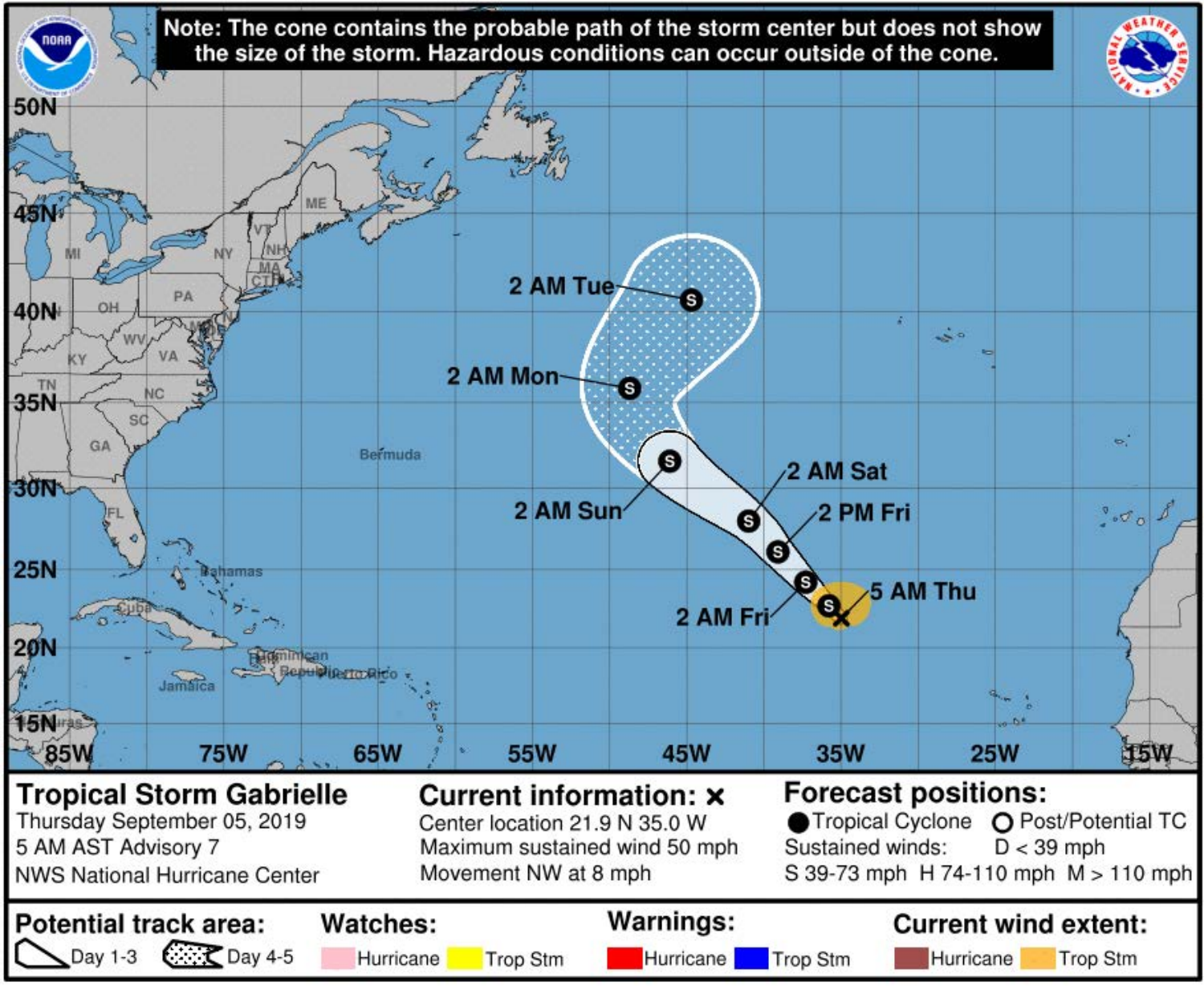Note: The cone contains the probable path of the storm center but does not show the size of the storm. Hazardous conditions can occur outside of the cone.

2 AM Tue
2 AM Mon
2 AM Sun
2 AM Sat
2 PM Fri
5 AM Thu
2 AM Fri

50N
45N
40N
35N
30N
25N
20N
15N
85W
75W
65W
55W
45W
35W
25W
15W

MI
NY
ME
VT
NH
MA
CT
PA
OH
WV
VA
KY
TN
NC
SC
GA
FL
Bermuda
Bahamas
Cuba
Jamaica
Dominican Republic
Puerto Rico

**Tropical Storm Gabrielle**
Thursday September 05, 2019
5 AM AST Advisory 7
NWS National Hurricane Center

**Current information: ×**
Center location 21.9 N 35.0 W
Maximum sustained wind 50 mph
Movement NW at 8 mph

**Forecast positions:**
● Tropical Cyclone ○ Post/Potential TC
Sustained winds: D < 39 mph
S 39-73 mph H 74-110 mph M > 110 mph

**Potential track area:** Day 1-3 Day 4-5

**Watches:** Hurricane Trop Stm

**Warnings:** Hurricane Trop Stm

**Current wind extent:** Hurricane Trop Stm